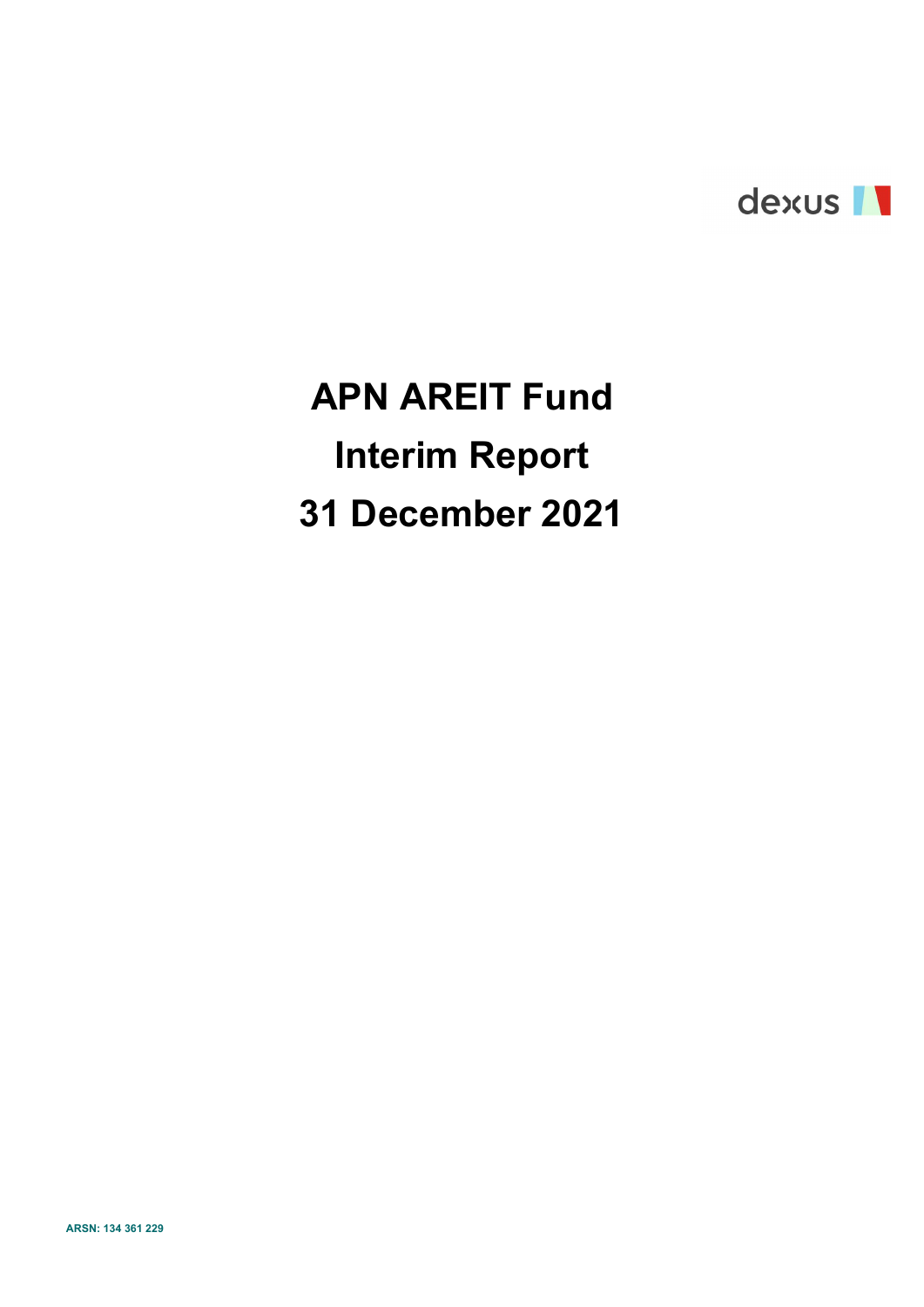dexus

# APN AREIT Fund

# Interim Report

# 31 December 2021

**ARSN: 134 361 229**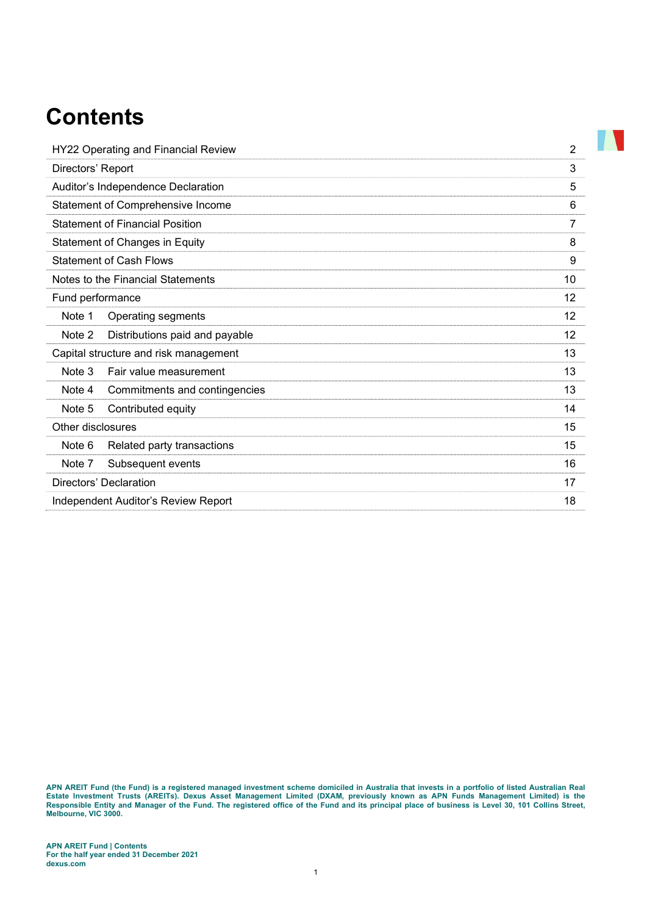# Contents

| | |
|---|---|
| HY22 Operating and Financial Review | 2 |
| Directors' Report | 3 |
| Auditor's Independence Declaration | 5 |
| Statement of Comprehensive Income | 6 |
| Statement of Financial Position | 7 |
| Statement of Changes in Equity | 8 |
| Statement of Cash Flows | 9 |
| Notes to the Financial Statements | 10 |
| Fund performance | 12 |
| Note 1 Operating segments | 12 |
| Note 2 Distributions paid and payable | 12 |
| Capital structure and risk management | 13 |
| Note 3 Fair value measurement | 13 |
| Note 4 Commitments and contingencies | 13 |
| Note 5 Contributed equity | 14 |
| Other disclosures | 15 |
| Note 6 Related party transactions | 15 |
| Note 7 Subsequent events | 16 |
| Directors' Declaration | 17 |
| Independent Auditor's Review Report | 18 |

**APN AREIT Fund (the Fund) is a registered managed investment scheme domiciled in Australia that invests in a portfolio of listed Australian Real Estate Investment Trusts (AREITs). Dexus Asset Management Limited (DXAM, previously known as APN Funds Management Limited) is the Responsible Entity and Manager of the Fund. The registered office of the Fund and its principal place of business is Level 30, 101 Collins Street, Melbourne, VIC 3000.**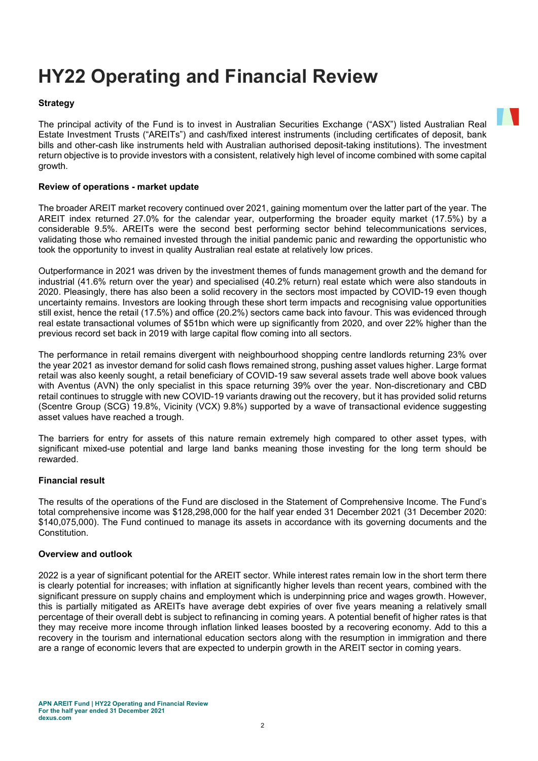# HY22 Operating and Financial Review

**Strategy**

The principal activity of the Fund is to invest in Australian Securities Exchange ("ASX") listed Australian Real Estate Investment Trusts ("AREITs") and cash/fixed interest instruments (including certificates of deposit, bank bills and other-cash like instruments held with Australian authorised deposit-taking institutions). The investment return objective is to provide investors with a consistent, relatively high level of income combined with some capital growth.

**Review of operations - market update**

The broader AREIT market recovery continued over 2021, gaining momentum over the latter part of the year. The AREIT index returned 27.0% for the calendar year, outperforming the broader equity market (17.5%) by a considerable 9.5%. AREITs were the second best performing sector behind telecommunications services, validating those who remained invested through the initial pandemic panic and rewarding the opportunistic who took the opportunity to invest in quality Australian real estate at relatively low prices.

Outperformance in 2021 was driven by the investment themes of funds management growth and the demand for industrial (41.6% return over the year) and specialised (40.2% return) real estate which were also standouts in 2020. Pleasingly, there has also been a solid recovery in the sectors most impacted by COVID-19 even though uncertainty remains. Investors are looking through these short term impacts and recognising value opportunities still exist, hence the retail (17.5%) and office (20.2%) sectors came back into favour. This was evidenced through real estate transactional volumes of $51bn which were up significantly from 2020, and over 22% higher than the previous record set back in 2019 with large capital flow coming into all sectors.

The performance in retail remains divergent with neighbourhood shopping centre landlords returning 23% over the year 2021 as investor demand for solid cash flows remained strong, pushing asset values higher. Large format retail was also keenly sought, a retail beneficiary of COVID-19 saw several assets trade well above book values with Aventus (AVN) the only specialist in this space returning 39% over the year. Non-discretionary and CBD retail continues to struggle with new COVID-19 variants drawing out the recovery, but it has provided solid returns (Scentre Group (SCG) 19.8%, Vicinity (VCX) 9.8%) supported by a wave of transactional evidence suggesting asset values have reached a trough.

The barriers for entry for assets of this nature remain extremely high compared to other asset types, with significant mixed-use potential and large land banks meaning those investing for the long term should be rewarded.

**Financial result**

The results of the operations of the Fund are disclosed in the Statement of Comprehensive Income. The Fund's total comprehensive income was $128,298,000 for the half year ended 31 December 2021 (31 December 2020: $140,075,000). The Fund continued to manage its assets in accordance with its governing documents and the Constitution.

**Overview and outlook**

2022 is a year of significant potential for the AREIT sector. While interest rates remain low in the short term there is clearly potential for increases; with inflation at significantly higher levels than recent years, combined with the significant pressure on supply chains and employment which is underpinning price and wages growth. However, this is partially mitigated as AREITs have average debt expiries of over five years meaning a relatively small percentage of their overall debt is subject to refinancing in coming years. A potential benefit of higher rates is that they may receive more income through inflation linked leases boosted by a recovering economy. Add to this a recovery in the tourism and international education sectors along with the resumption in immigration and there are a range of economic levers that are expected to underpin growth in the AREIT sector in coming years.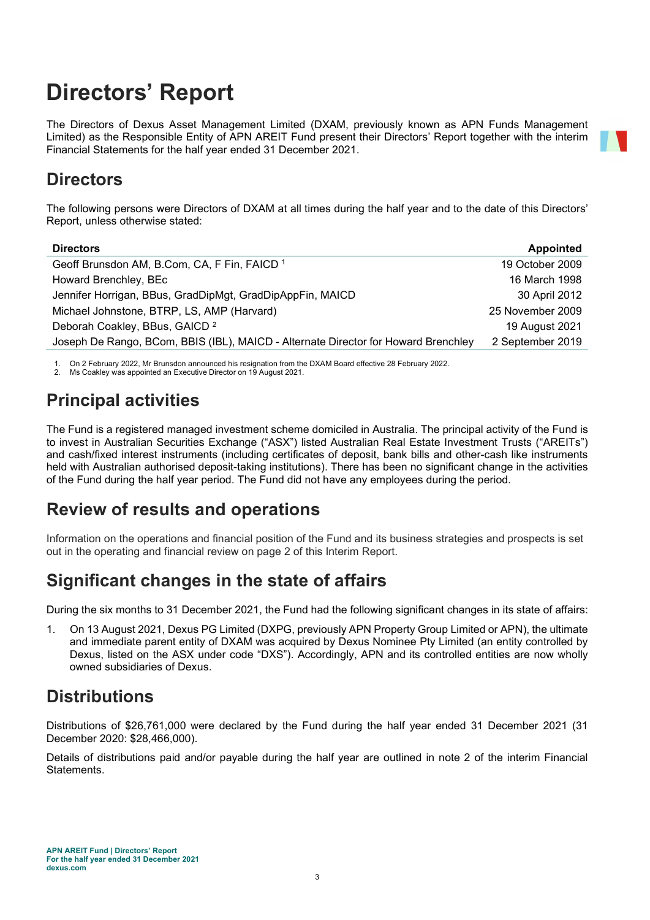# Directors' Report

The Directors of Dexus Asset Management Limited (DXAM, previously known as APN Funds Management Limited) as the Responsible Entity of APN AREIT Fund present their Directors' Report together with the interim Financial Statements for the half year ended 31 December 2021.

## Directors

The following persons were Directors of DXAM at all times during the half year and to the date of this Directors' Report, unless otherwise stated:

| Directors | Appointed |
|---|---|
| Geoff Brunsdon AM, B.Com, CA, F Fin, FAICD [1] | 19 October 2009 |
| Howard Brenchley, BEc | 16 March 1998 |
| Jennifer Horrigan, BBus, GradDipMgt, GradDipAppFin, MAICD | 30 April 2012 |
| Michael Johnstone, BTRP, LS, AMP (Harvard) | 25 November 2009 |
| Deborah Coakley, BBus, GAICD [2] | 19 August 2021 |
| Joseph De Rango, BCom, BBIS (IBL), MAICD - Alternate Director for Howard Brenchley | 2 September 2019 |

1. On 2 February 2022, Mr Brunsdon announced his resignation from the DXAM Board effective 28 February 2022.
2. Ms Coakley was appointed an Executive Director on 19 August 2021.

## Principal activities

The Fund is a registered managed investment scheme domiciled in Australia. The principal activity of the Fund is to invest in Australian Securities Exchange ("ASX") listed Australian Real Estate Investment Trusts ("AREITs") and cash/fixed interest instruments (including certificates of deposit, bank bills and other-cash like instruments held with Australian authorised deposit-taking institutions). There has been no significant change in the activities of the Fund during the half year period. The Fund did not have any employees during the period.

## Review of results and operations

Information on the operations and financial position of the Fund and its business strategies and prospects is set out in the operating and financial review on page 2 of this Interim Report.

## Significant changes in the state of affairs

During the six months to 31 December 2021, the Fund had the following significant changes in its state of affairs:

1. On 13 August 2021, Dexus PG Limited (DXPG, previously APN Property Group Limited or APN), the ultimate and immediate parent entity of DXAM was acquired by Dexus Nominee Pty Limited (an entity controlled by Dexus, listed on the ASX under code "DXS"). Accordingly, APN and its controlled entities are now wholly owned subsidiaries of Dexus.

## Distributions

Distributions of $26,761,000 were declared by the Fund during the half year ended 31 December 2021 (31 December 2020: $28,466,000).

Details of distributions paid and/or payable during the half year are outlined in note 2 of the interim Financial Statements.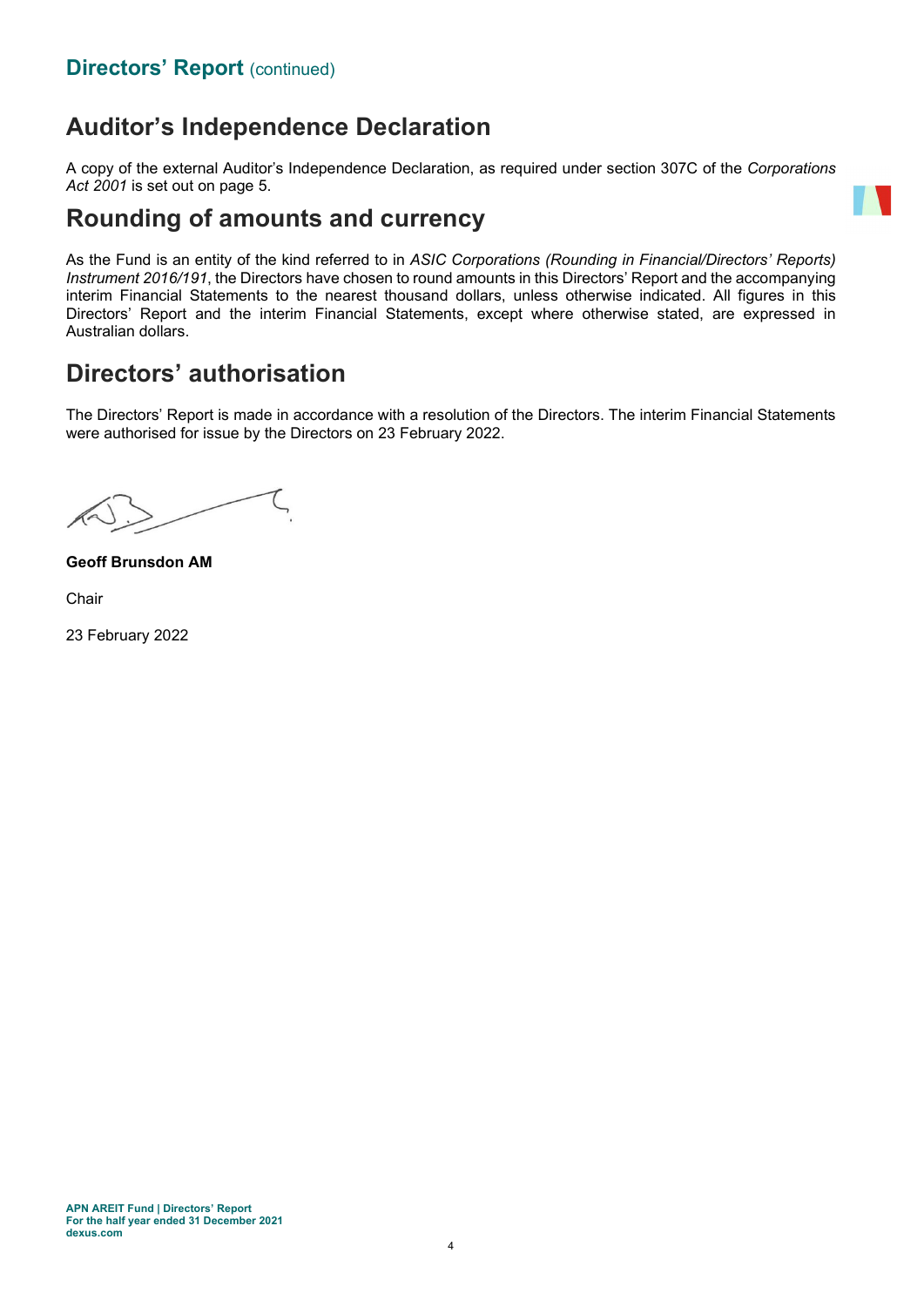## Directors' Report (continued)

# Auditor's Independence Declaration

A copy of the external Auditor's Independence Declaration, as required under section 307C of the *Corporations Act 2001* is set out on page 5.

# Rounding of amounts and currency

As the Fund is an entity of the kind referred to in *ASIC Corporations (Rounding in Financial/Directors' Reports) Instrument 2016/191*, the Directors have chosen to round amounts in this Directors' Report and the accompanying interim Financial Statements to the nearest thousand dollars, unless otherwise indicated. All figures in this Directors' Report and the interim Financial Statements, except where otherwise stated, are expressed in Australian dollars.

# Directors' authorisation

The Directors' Report is made in accordance with a resolution of the Directors. The interim Financial Statements were authorised for issue by the Directors on 23 February 2022.

**Geoff Brunsdon AM**

Chair

23 February 2022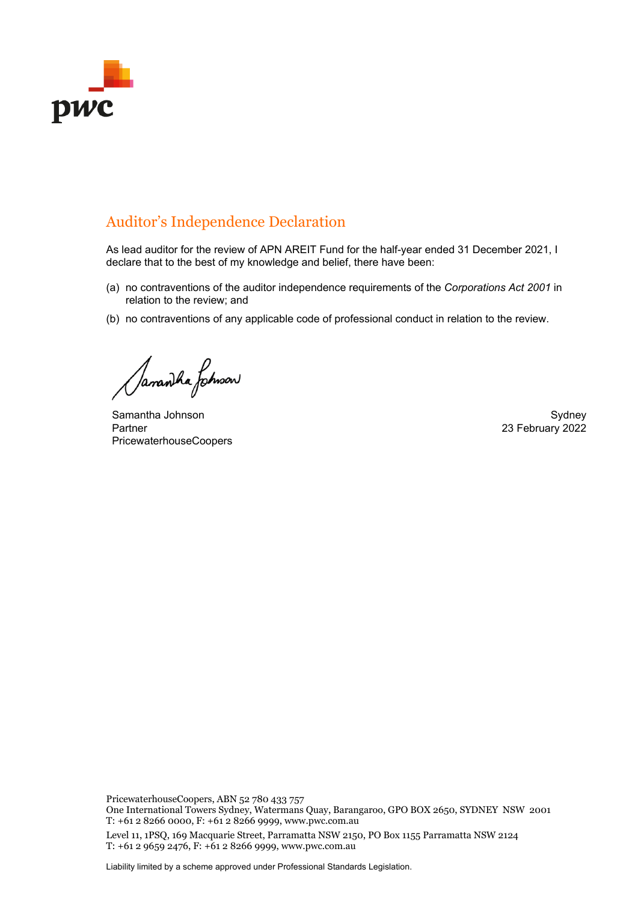# Auditor's Independence Declaration

As lead auditor for the review of APN AREIT Fund for the half-year ended 31 December 2021, I declare that to the best of my knowledge and belief, there have been:

(a) no contraventions of the auditor independence requirements of the *Corporations Act 2001* in relation to the review; and

(b) no contraventions of any applicable code of professional conduct in relation to the review.

Samantha Johnson
Partner
PricewaterhouseCoopers

Sydney
23 February 2022

PricewaterhouseCoopers, ABN 52 780 433 757
One International Towers Sydney, Watermans Quay, Barangaroo, GPO BOX 2650, SYDNEY NSW 2001
T: +61 2 8266 0000, F: +61 2 8266 9999, www.pwc.com.au

Level 11, 1PSQ, 169 Macquarie Street, Parramatta NSW 2150, PO Box 1155 Parramatta NSW 2124
T: +61 2 9659 2476, F: +61 2 8266 9999, www.pwc.com.au

Liability limited by a scheme approved under Professional Standards Legislation.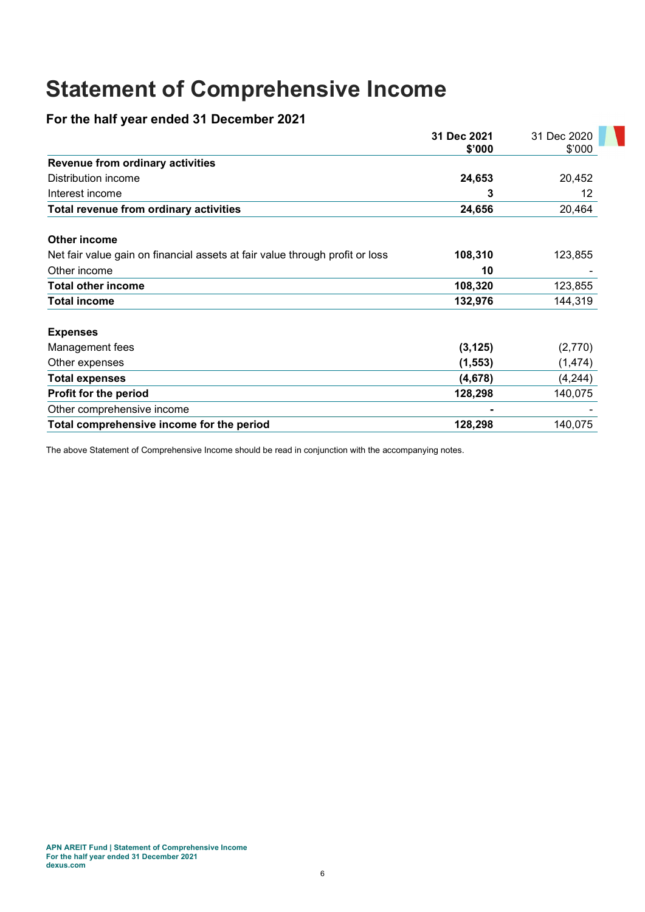# Statement of Comprehensive Income

## For the half year ended 31 December 2021

| | 31 Dec 2021 $'000 | 31 Dec 2020 $'000 |
|---|---|---|
| **Revenue from ordinary activities** | | |
| Distribution income | **24,653** | 20,452 |
| Interest income | **3** | 12 |
| **Total revenue from ordinary activities** | **24,656** | 20,464 |
| | | |
| **Other income** | | |
| Net fair value gain on financial assets at fair value through profit or loss | **108,310** | 123,855 |
| Other income | **10** | - |
| **Total other income** | **108,320** | 123,855 |
| **Total income** | **132,976** | 144,319 |
| | | |
| **Expenses** | | |
| Management fees | **(3,125)** | (2,770) |
| Other expenses | **(1,553)** | (1,474) |
| **Total expenses** | **(4,678)** | (4,244) |
| **Profit for the period** | **128,298** | 140,075 |
| Other comprehensive income | **-** | - |
| **Total comprehensive income for the period** | **128,298** | 140,075 |

The above Statement of Comprehensive Income should be read in conjunction with the accompanying notes.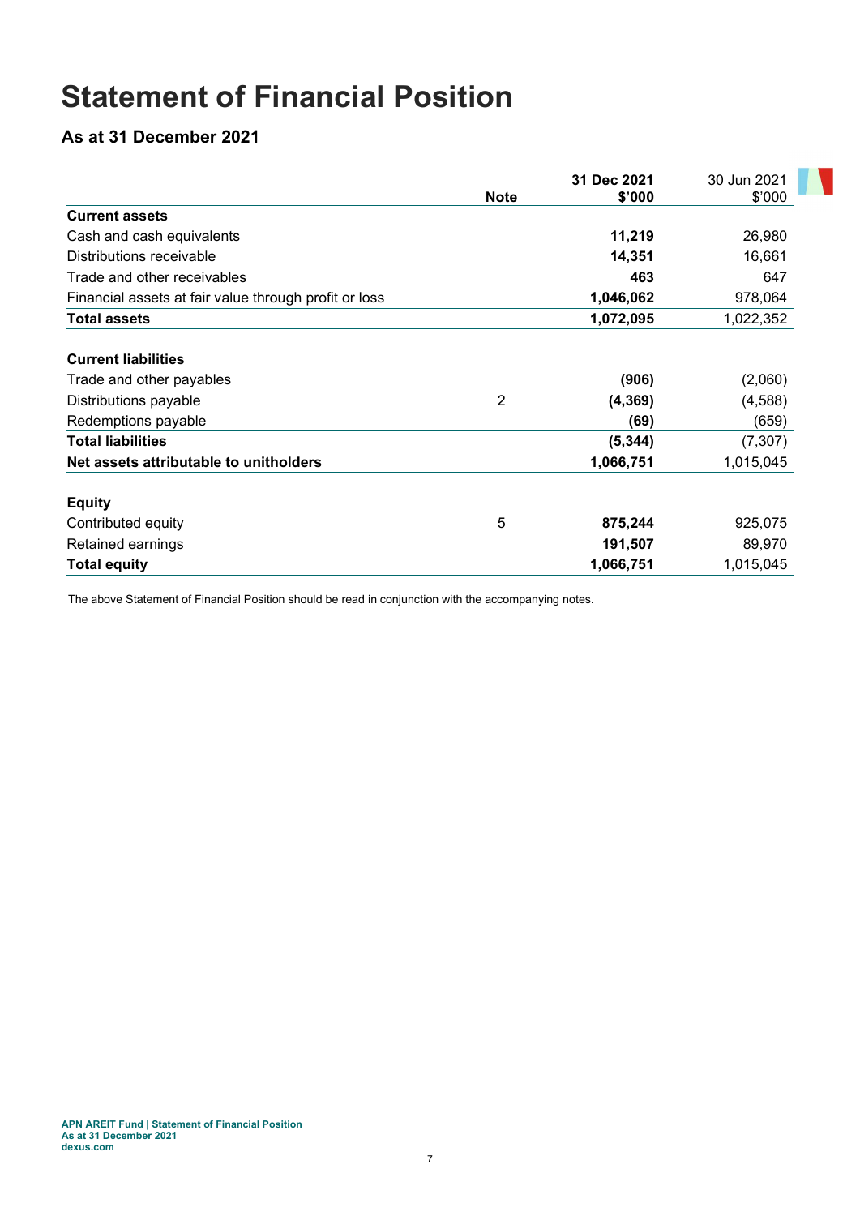# Statement of Financial Position

## As at 31 December 2021

| | Note | 31 Dec 2021 $'000 | 30 Jun 2021 $'000 |
|---|---|---|---|
| **Current assets** | | | |
| Cash and cash equivalents | | **11,219** | 26,980 |
| Distributions receivable | | **14,351** | 16,661 |
| Trade and other receivables | | **463** | 647 |
| Financial assets at fair value through profit or loss | | **1,046,062** | 978,064 |
| **Total assets** | | **1,072,095** | 1,022,352 |
| | | | |
| **Current liabilities** | | | |
| Trade and other payables | | **(906)** | (2,060) |
| Distributions payable | 2 | **(4,369)** | (4,588) |
| Redemptions payable | | **(69)** | (659) |
| **Total liabilities** | | **(5,344)** | (7,307) |
| **Net assets attributable to unitholders** | | **1,066,751** | 1,015,045 |
| | | | |
| **Equity** | | | |
| Contributed equity | 5 | **875,244** | 925,075 |
| Retained earnings | | **191,507** | 89,970 |
| **Total equity** | | **1,066,751** | 1,015,045 |

The above Statement of Financial Position should be read in conjunction with the accompanying notes.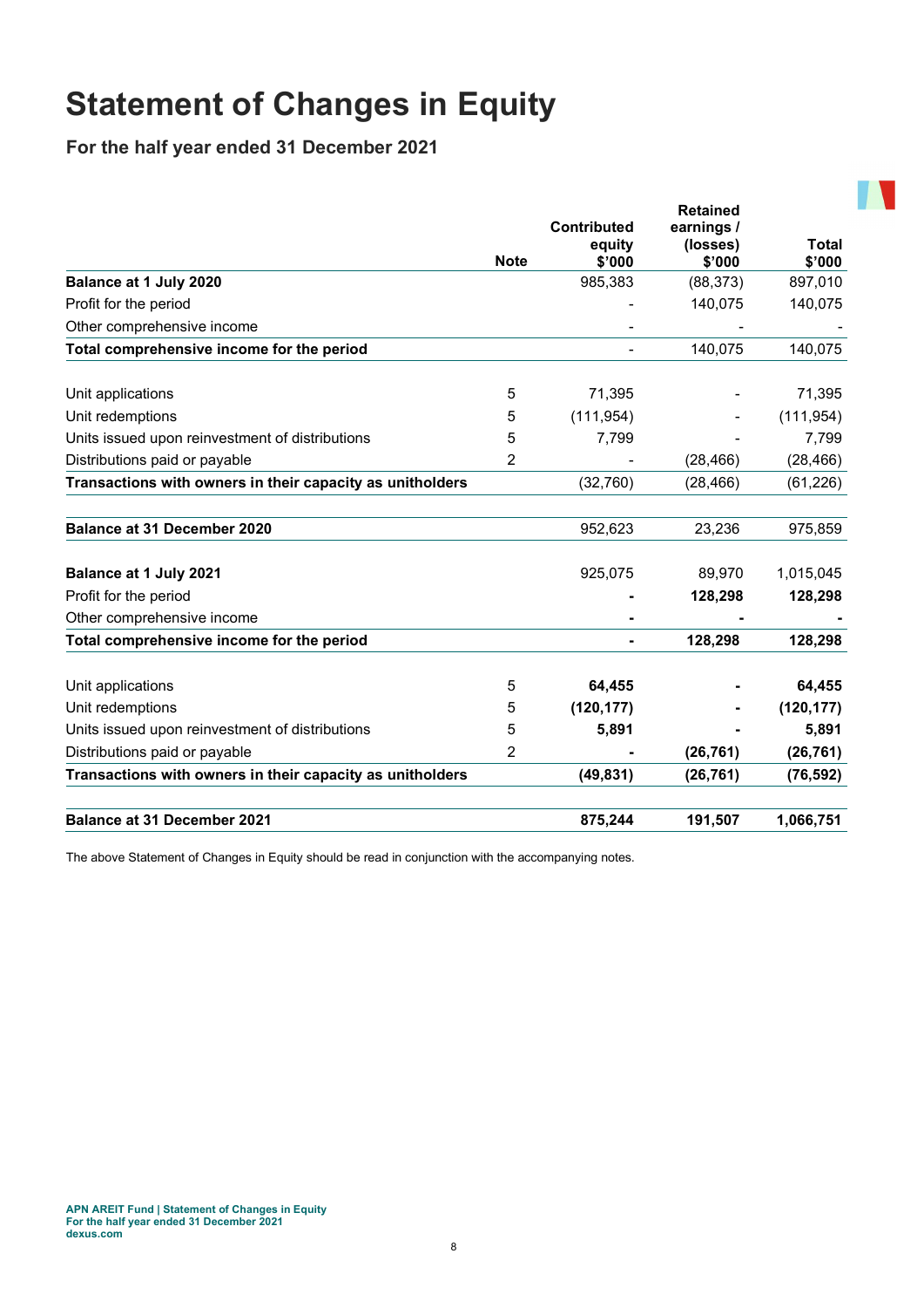# Statement of Changes in Equity

## For the half year ended 31 December 2021

| | Note | Contributed equity $'000 | Retained earnings / (losses) $'000 | Total $'000 |
|---|---|---|---|---|
| **Balance at 1 July 2020** | | 985,383 | (88,373) | 897,010 |
| Profit for the period | | - | 140,075 | 140,075 |
| Other comprehensive income | | - | - | - |
| **Total comprehensive income for the period** | | - | 140,075 | 140,075 |
| | | | | |
| Unit applications | 5 | 71,395 | - | 71,395 |
| Unit redemptions | 5 | (111,954) | - | (111,954) |
| Units issued upon reinvestment of distributions | 5 | 7,799 | - | 7,799 |
| Distributions paid or payable | 2 | - | (28,466) | (28,466) |
| **Transactions with owners in their capacity as unitholders** | | (32,760) | (28,466) | (61,226) |
| | | | | |
| **Balance at 31 December 2020** | | 952,623 | 23,236 | 975,859 |
| | | | | |
| **Balance at 1 July 2021** | | 925,075 | 89,970 | 1,015,045 |
| Profit for the period | | **-** | **128,298** | **128,298** |
| Other comprehensive income | | **-** | **-** | **-** |
| **Total comprehensive income for the period** | | **-** | **128,298** | **128,298** |
| | | | | |
| Unit applications | 5 | **64,455** | **-** | **64,455** |
| Unit redemptions | 5 | **(120,177)** | **-** | **(120,177)** |
| Units issued upon reinvestment of distributions | 5 | **5,891** | **-** | **5,891** |
| Distributions paid or payable | 2 | **-** | **(26,761)** | **(26,761)** |
| **Transactions with owners in their capacity as unitholders** | | **(49,831)** | **(26,761)** | **(76,592)** |
| | | | | |
| **Balance at 31 December 2021** | | **875,244** | **191,507** | **1,066,751** |

The above Statement of Changes in Equity should be read in conjunction with the accompanying notes.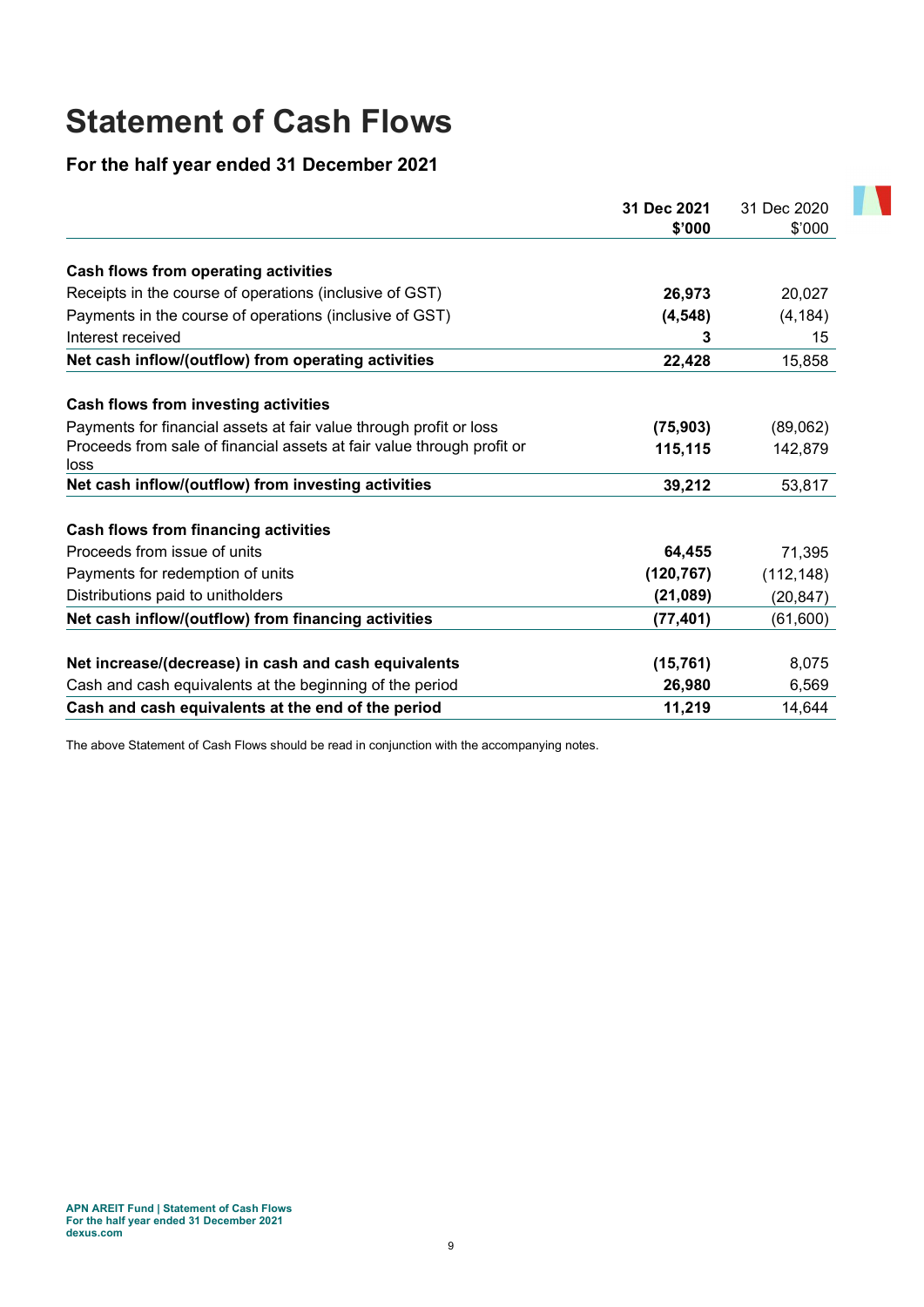# Statement of Cash Flows

### For the half year ended 31 December 2021

| | **31 Dec 2021 $'000** | 31 Dec 2020 $'000 |
|---|---|---|
| **Cash flows from operating activities** | | |
| Receipts in the course of operations (inclusive of GST) | **26,973** | 20,027 |
| Payments in the course of operations (inclusive of GST) | **(4,548)** | (4,184) |
| Interest received | **3** | 15 |
| **Net cash inflow/(outflow) from operating activities** | **22,428** | 15,858 |
| **Cash flows from investing activities** | | |
| Payments for financial assets at fair value through profit or loss | **(75,903)** | (89,062) |
| Proceeds from sale of financial assets at fair value through profit or loss | **115,115** | 142,879 |
| **Net cash inflow/(outflow) from investing activities** | **39,212** | 53,817 |
| **Cash flows from financing activities** | | |
| Proceeds from issue of units | **64,455** | 71,395 |
| Payments for redemption of units | **(120,767)** | (112,148) |
| Distributions paid to unitholders | **(21,089)** | (20,847) |
| **Net cash inflow/(outflow) from financing activities** | **(77,401)** | (61,600) |
| **Net increase/(decrease) in cash and cash equivalents** | **(15,761)** | 8,075 |
| Cash and cash equivalents at the beginning of the period | **26,980** | 6,569 |
| **Cash and cash equivalents at the end of the period** | **11,219** | 14,644 |

The above Statement of Cash Flows should be read in conjunction with the accompanying notes.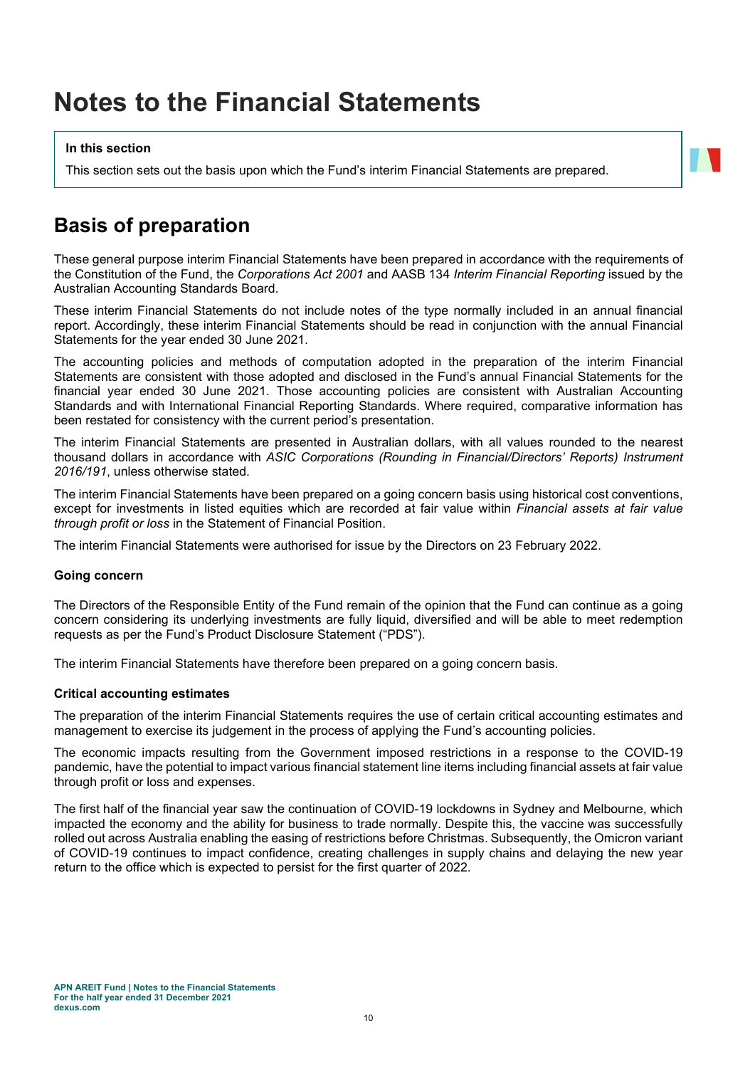# Notes to the Financial Statements

**In this section**

This section sets out the basis upon which the Fund's interim Financial Statements are prepared.

## Basis of preparation

These general purpose interim Financial Statements have been prepared in accordance with the requirements of the Constitution of the Fund, the *Corporations Act 2001* and AASB 134 *Interim Financial Reporting* issued by the Australian Accounting Standards Board.

These interim Financial Statements do not include notes of the type normally included in an annual financial report. Accordingly, these interim Financial Statements should be read in conjunction with the annual Financial Statements for the year ended 30 June 2021.

The accounting policies and methods of computation adopted in the preparation of the interim Financial Statements are consistent with those adopted and disclosed in the Fund's annual Financial Statements for the financial year ended 30 June 2021. Those accounting policies are consistent with Australian Accounting Standards and with International Financial Reporting Standards. Where required, comparative information has been restated for consistency with the current period's presentation.

The interim Financial Statements are presented in Australian dollars, with all values rounded to the nearest thousand dollars in accordance with *ASIC Corporations (Rounding in Financial/Directors' Reports) Instrument 2016/191*, unless otherwise stated.

The interim Financial Statements have been prepared on a going concern basis using historical cost conventions, except for investments in listed equities which are recorded at fair value within *Financial assets at fair value through profit or loss* in the Statement of Financial Position.

The interim Financial Statements were authorised for issue by the Directors on 23 February 2022.

### Going concern

The Directors of the Responsible Entity of the Fund remain of the opinion that the Fund can continue as a going concern considering its underlying investments are fully liquid, diversified and will be able to meet redemption requests as per the Fund's Product Disclosure Statement ("PDS").

The interim Financial Statements have therefore been prepared on a going concern basis.

### Critical accounting estimates

The preparation of the interim Financial Statements requires the use of certain critical accounting estimates and management to exercise its judgement in the process of applying the Fund's accounting policies.

The economic impacts resulting from the Government imposed restrictions in a response to the COVID-19 pandemic, have the potential to impact various financial statement line items including financial assets at fair value through profit or loss and expenses.

The first half of the financial year saw the continuation of COVID-19 lockdowns in Sydney and Melbourne, which impacted the economy and the ability for business to trade normally. Despite this, the vaccine was successfully rolled out across Australia enabling the easing of restrictions before Christmas. Subsequently, the Omicron variant of COVID-19 continues to impact confidence, creating challenges in supply chains and delaying the new year return to the office which is expected to persist for the first quarter of 2022.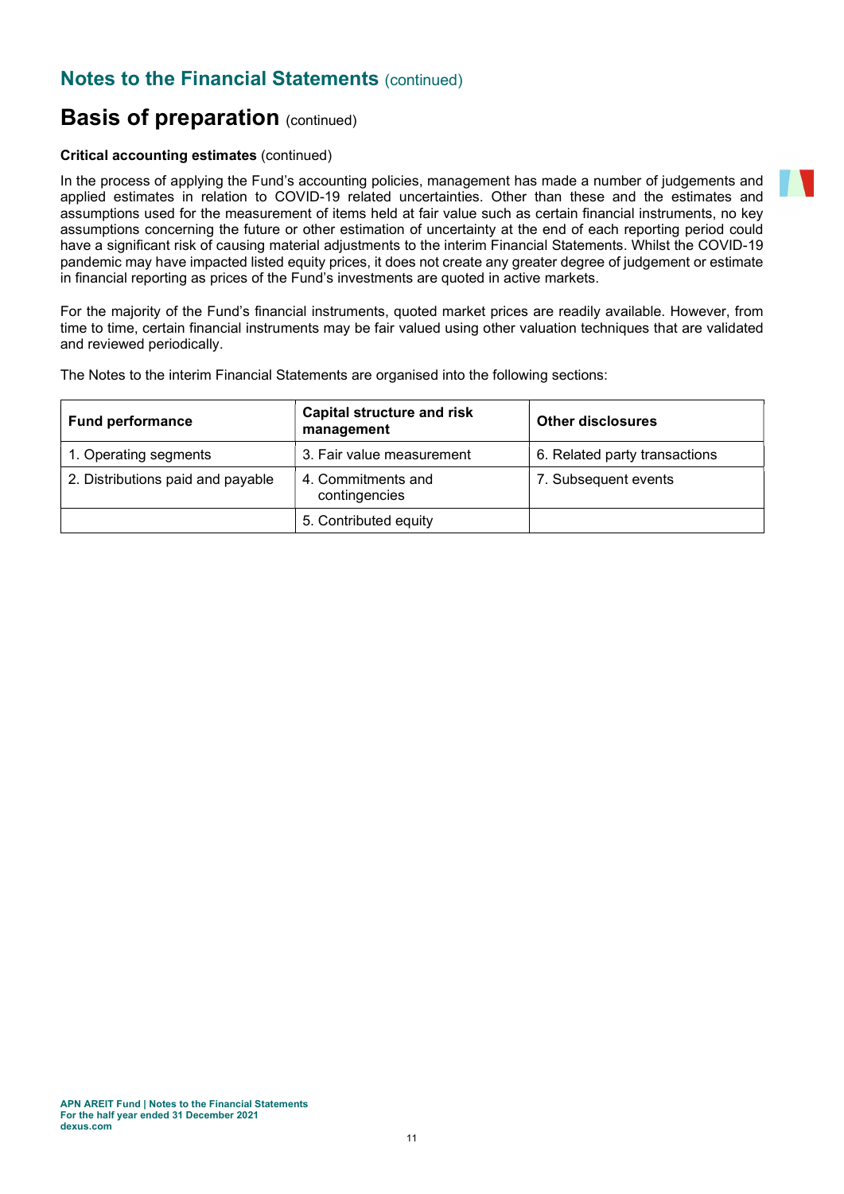# Notes to the Financial Statements (continued)

## Basis of preparation (continued)

**Critical accounting estimates** (continued)

In the process of applying the Fund's accounting policies, management has made a number of judgements and applied estimates in relation to COVID-19 related uncertainties. Other than these and the estimates and assumptions used for the measurement of items held at fair value such as certain financial instruments, no key assumptions concerning the future or other estimation of uncertainty at the end of each reporting period could have a significant risk of causing material adjustments to the interim Financial Statements. Whilst the COVID-19 pandemic may have impacted listed equity prices, it does not create any greater degree of judgement or estimate in financial reporting as prices of the Fund's investments are quoted in active markets.

For the majority of the Fund's financial instruments, quoted market prices are readily available. However, from time to time, certain financial instruments may be fair valued using other valuation techniques that are validated and reviewed periodically.

The Notes to the interim Financial Statements are organised into the following sections:

| Fund performance | Capital structure and risk management | Other disclosures |
|---|---|---|
| 1. Operating segments | 3. Fair value measurement | 6. Related party transactions |
| 2. Distributions paid and payable | 4. Commitments and contingencies | 7. Subsequent events |
| | 5. Contributed equity | |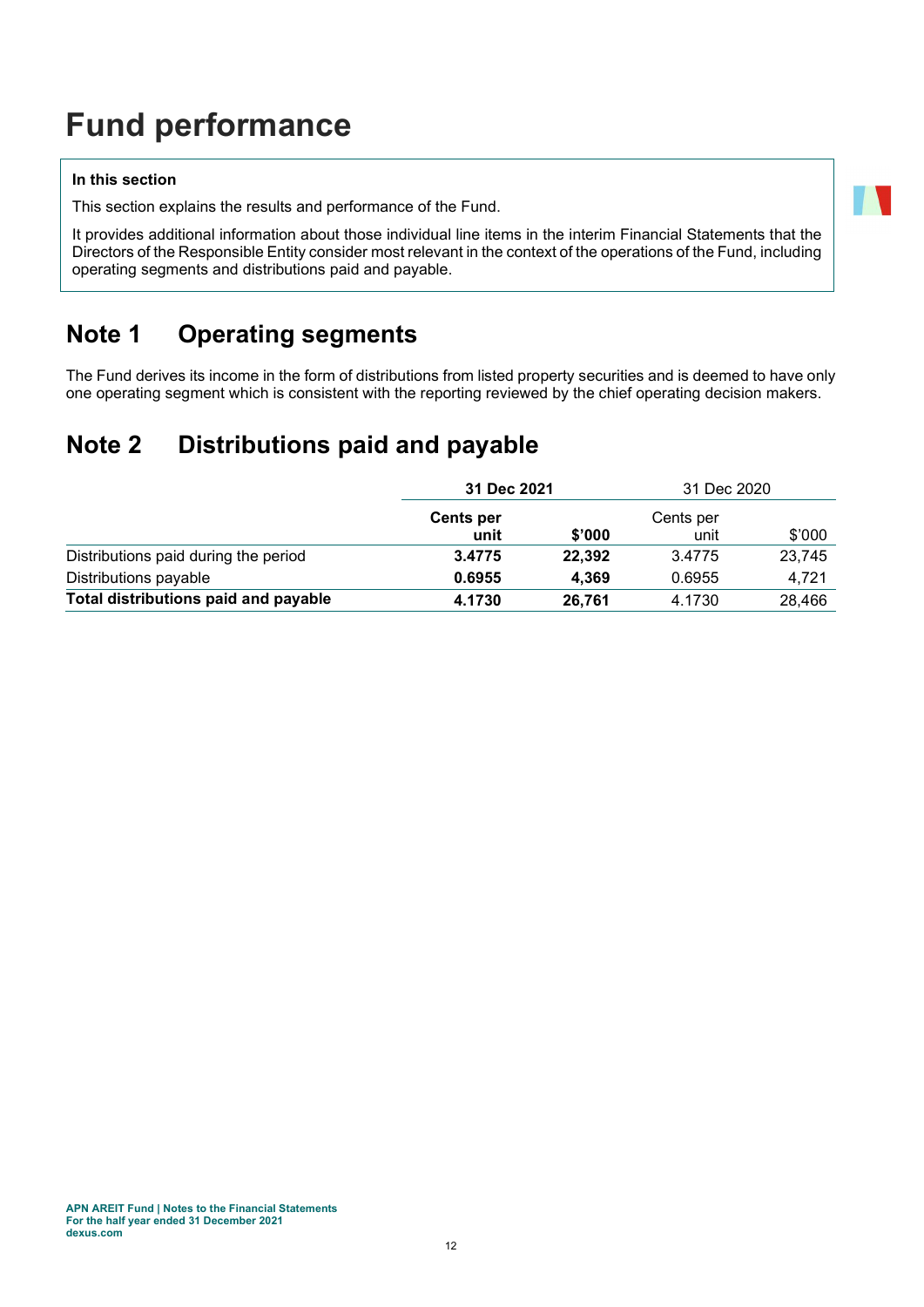# Fund performance

**In this section**

This section explains the results and performance of the Fund.

It provides additional information about those individual line items in the interim Financial Statements that the Directors of the Responsible Entity consider most relevant in the context of the operations of the Fund, including operating segments and distributions paid and payable.

## Note 1 Operating segments

The Fund derives its income in the form of distributions from listed property securities and is deemed to have only one operating segment which is consistent with the reporting reviewed by the chief operating decision makers.

## Note 2 Distributions paid and payable

| | **31 Dec 2021** | | 31 Dec 2020 | |
|---|---|---|---|---|
| | **Cents per unit** | **$'000** | Cents per unit | $'000 |
| Distributions paid during the period | **3.4775** | **22,392** | 3.4775 | 23,745 |
| Distributions payable | **0.6955** | **4,369** | 0.6955 | 4,721 |
| **Total distributions paid and payable** | **4.1730** | **26,761** | 4.1730 | 28,466 |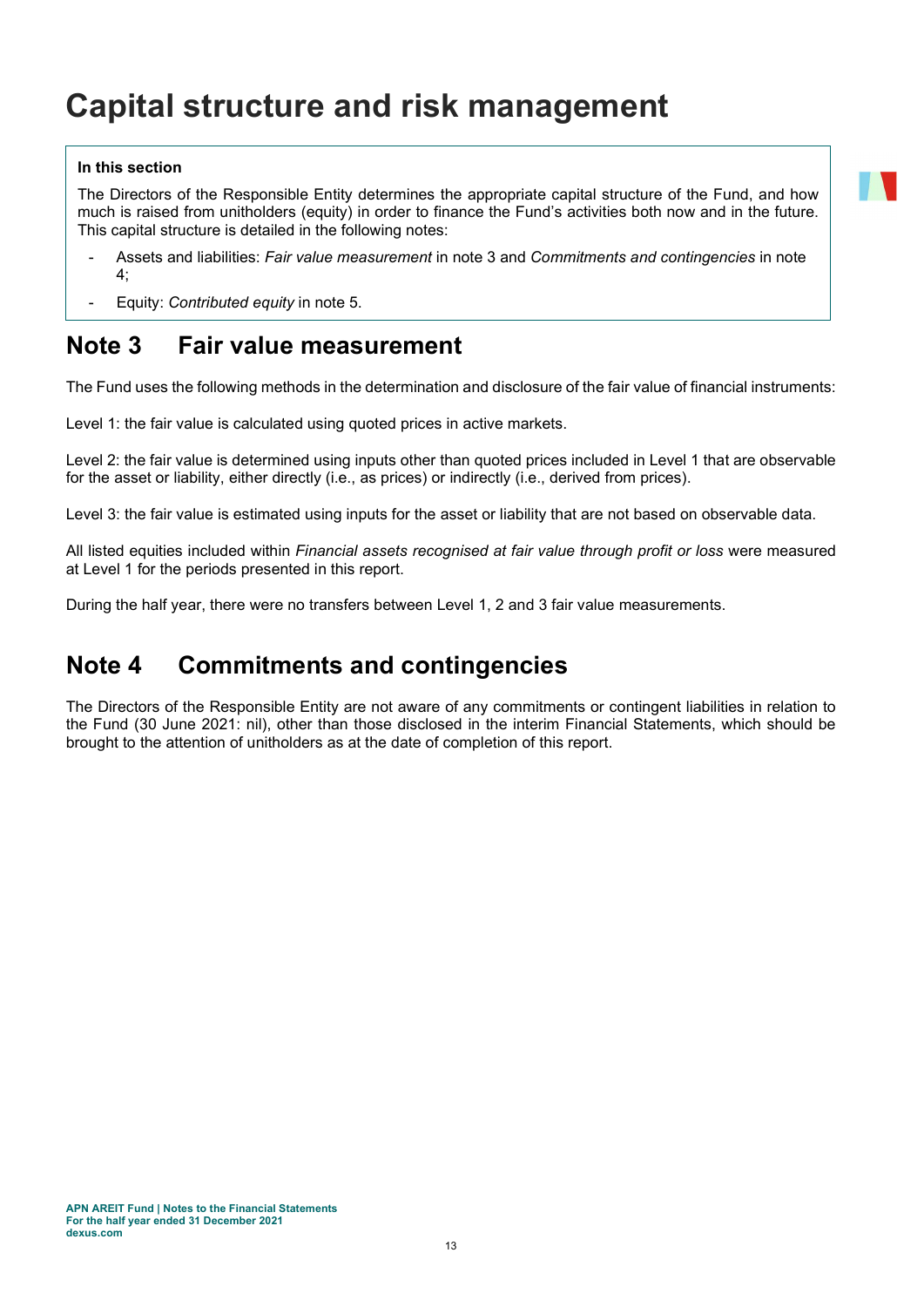# Capital structure and risk management

**In this section**

The Directors of the Responsible Entity determines the appropriate capital structure of the Fund, and how much is raised from unitholders (equity) in order to finance the Fund's activities both now and in the future. This capital structure is detailed in the following notes:

- Assets and liabilities: *Fair value measurement* in note 3 and *Commitments and contingencies* in note 4;
- Equity: *Contributed equity* in note 5.

## Note 3 Fair value measurement

The Fund uses the following methods in the determination and disclosure of the fair value of financial instruments:

Level 1: the fair value is calculated using quoted prices in active markets.

Level 2: the fair value is determined using inputs other than quoted prices included in Level 1 that are observable for the asset or liability, either directly (i.e., as prices) or indirectly (i.e., derived from prices).

Level 3: the fair value is estimated using inputs for the asset or liability that are not based on observable data.

All listed equities included within *Financial assets recognised at fair value through profit or loss* were measured at Level 1 for the periods presented in this report.

During the half year, there were no transfers between Level 1, 2 and 3 fair value measurements.

## Note 4 Commitments and contingencies

The Directors of the Responsible Entity are not aware of any commitments or contingent liabilities in relation to the Fund (30 June 2021: nil), other than those disclosed in the interim Financial Statements, which should be brought to the attention of unitholders as at the date of completion of this report.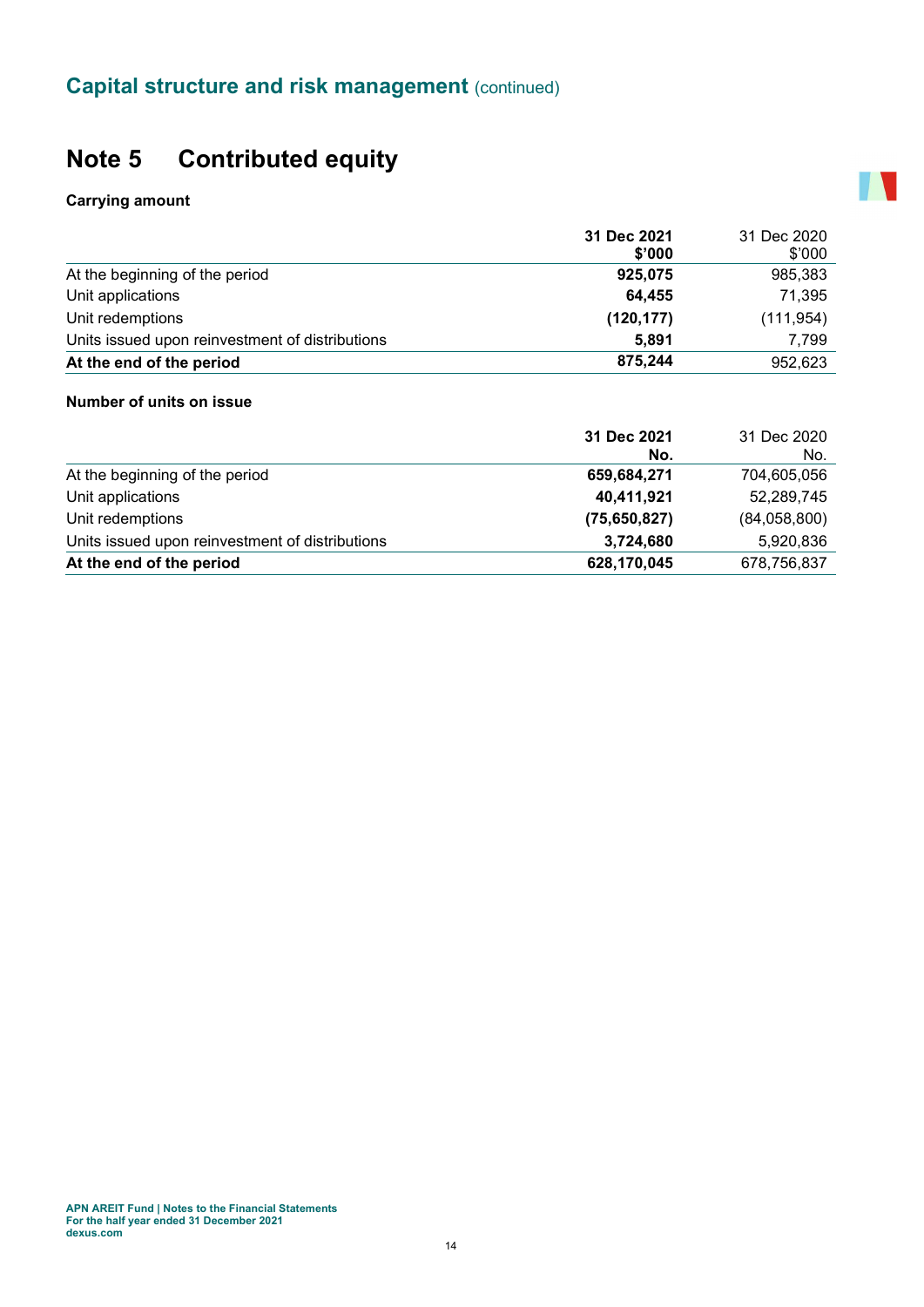## Capital structure and risk management (continued)

# Note 5 Contributed equity

**Carrying amount**

| | **31 Dec 2021 $'000** | 31 Dec 2020 $'000 |
|---|---|---|
| At the beginning of the period | **925,075** | 985,383 |
| Unit applications | **64,455** | 71,395 |
| Unit redemptions | **(120,177)** | (111,954) |
| Units issued upon reinvestment of distributions | **5,891** | 7,799 |
| **At the end of the period** | **875,244** | 952,623 |

**Number of units on issue**

| | **31 Dec 2021 No.** | 31 Dec 2020 No. |
|---|---|---|
| At the beginning of the period | **659,684,271** | 704,605,056 |
| Unit applications | **40,411,921** | 52,289,745 |
| Unit redemptions | **(75,650,827)** | (84,058,800) |
| Units issued upon reinvestment of distributions | **3,724,680** | 5,920,836 |
| **At the end of the period** | **628,170,045** | 678,756,837 |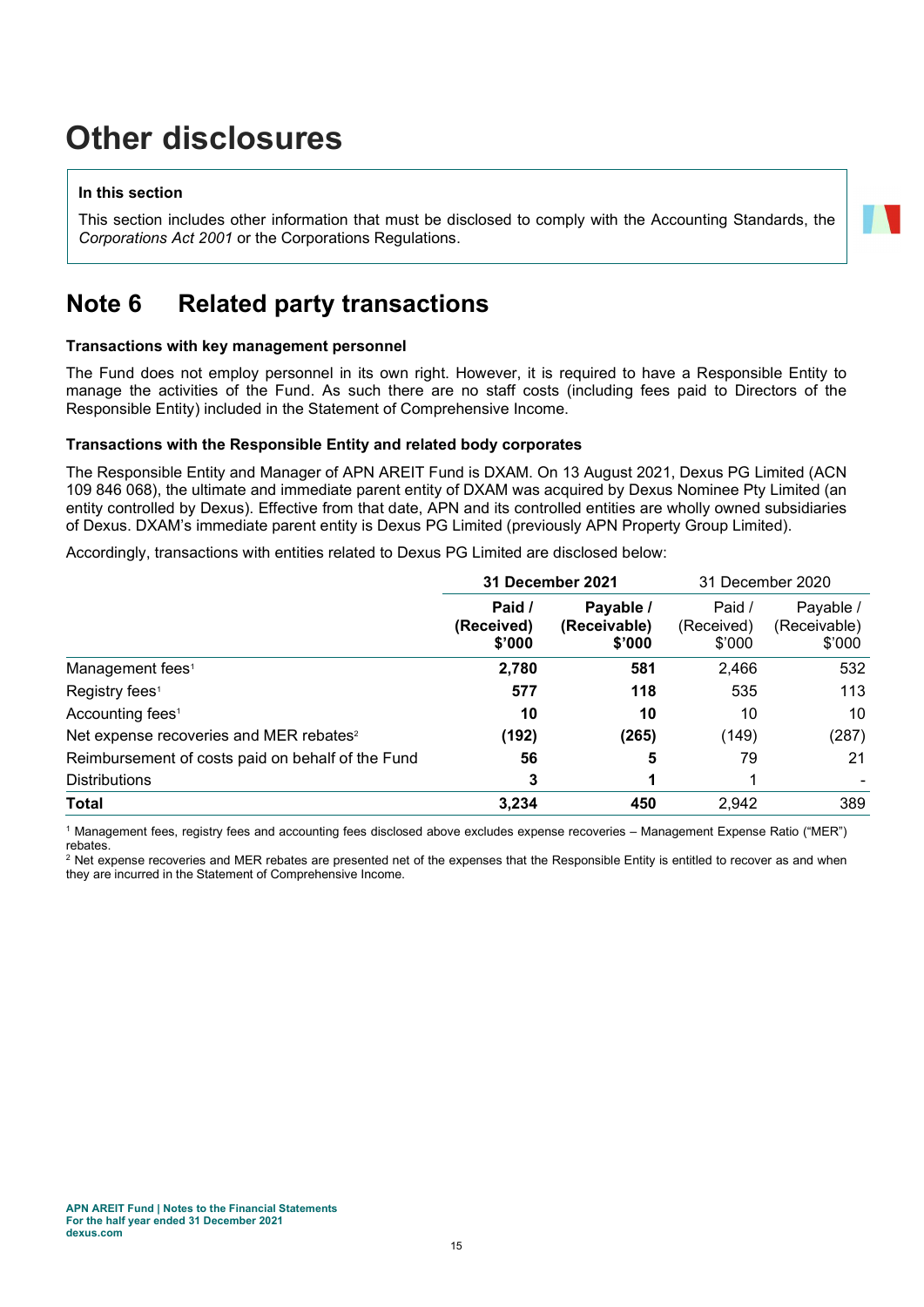# Other disclosures

**In this section**

This section includes other information that must be disclosed to comply with the Accounting Standards, the *Corporations Act 2001* or the Corporations Regulations.

## Note 6 Related party transactions

**Transactions with key management personnel**

The Fund does not employ personnel in its own right. However, it is required to have a Responsible Entity to manage the activities of the Fund. As such there are no staff costs (including fees paid to Directors of the Responsible Entity) included in the Statement of Comprehensive Income.

**Transactions with the Responsible Entity and related body corporates**

The Responsible Entity and Manager of APN AREIT Fund is DXAM. On 13 August 2021, Dexus PG Limited (ACN 109 846 068), the ultimate and immediate parent entity of DXAM was acquired by Dexus Nominee Pty Limited (an entity controlled by Dexus). Effective from that date, APN and its controlled entities are wholly owned subsidiaries of Dexus. DXAM's immediate parent entity is Dexus PG Limited (previously APN Property Group Limited).

Accordingly, transactions with entities related to Dexus PG Limited are disclosed below:

| | **31 December 2021** | | 31 December 2020 | |
|---|---|---|---|---|
| | **Paid / (Received) $'000** | **Payable / (Receivable) $'000** | Paid / (Received) $'000 | Payable / (Receivable) $'000 |
| Management fees[1] | **2,780** | **581** | 2,466 | 532 |
| Registry fees[1] | **577** | **118** | 535 | 113 |
| Accounting fees[1] | **10** | **10** | 10 | 10 |
| Net expense recoveries and MER rebates[2] | **(192)** | **(265)** | (149) | (287) |
| Reimbursement of costs paid on behalf of the Fund | **56** | **5** | 79 | 21 |
| Distributions | **3** | **1** | 1 | - |
| **Total** | **3,234** | **450** | 2,942 | 389 |

[1] Management fees, registry fees and accounting fees disclosed above excludes expense recoveries – Management Expense Ratio ("MER") rebates.

[2] Net expense recoveries and MER rebates are presented net of the expenses that the Responsible Entity is entitled to recover as and when they are incurred in the Statement of Comprehensive Income.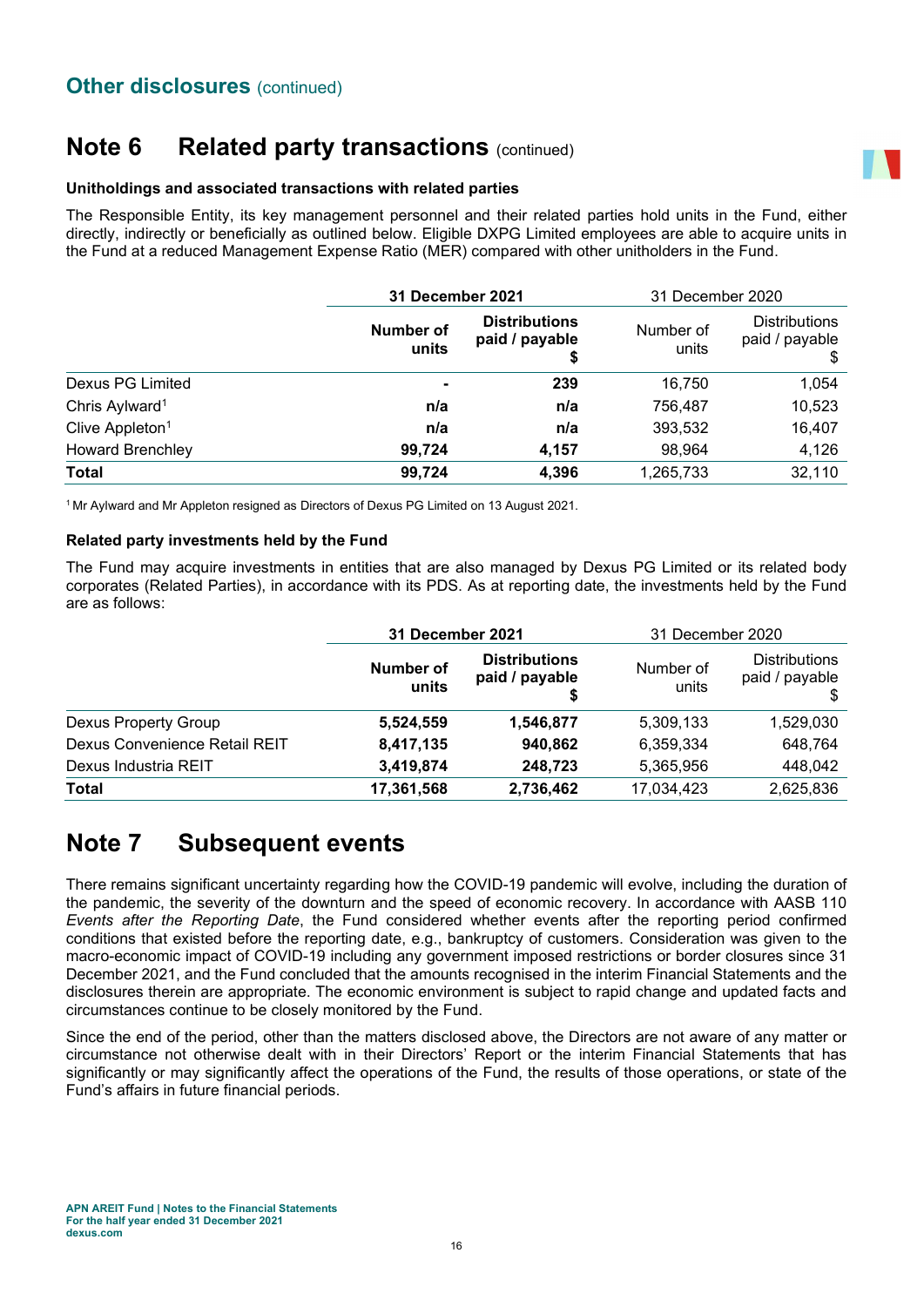## Other disclosures (continued)

# Note 6 Related party transactions (continued)

### Unitholdings and associated transactions with related parties

The Responsible Entity, its key management personnel and their related parties hold units in the Fund, either directly, indirectly or beneficially as outlined below. Eligible DXPG Limited employees are able to acquire units in the Fund at a reduced Management Expense Ratio (MER) compared with other unitholders in the Fund.

| | **31 December 2021** | | 31 December 2020 | |
|---|---|---|---|---|
| | **Number of units** | **Distributions paid / payable $** | Number of units | Distributions paid / payable $ |
| Dexus PG Limited | **-** | **239** | 16,750 | 1,054 |
| Chris Aylward[1] | **n/a** | **n/a** | 756,487 | 10,523 |
| Clive Appleton[1] | **n/a** | **n/a** | 393,532 | 16,407 |
| Howard Brenchley | **99,724** | **4,157** | 98,964 | 4,126 |
| **Total** | **99,724** | **4,396** | 1,265,733 | 32,110 |

[1] Mr Aylward and Mr Appleton resigned as Directors of Dexus PG Limited on 13 August 2021.

### Related party investments held by the Fund

The Fund may acquire investments in entities that are also managed by Dexus PG Limited or its related body corporates (Related Parties), in accordance with its PDS. As at reporting date, the investments held by the Fund are as follows:

| | **31 December 2021** | | 31 December 2020 | |
|---|---|---|---|---|
| | **Number of units** | **Distributions paid / payable $** | Number of units | Distributions paid / payable $ |
| Dexus Property Group | **5,524,559** | **1,546,877** | 5,309,133 | 1,529,030 |
| Dexus Convenience Retail REIT | **8,417,135** | **940,862** | 6,359,334 | 648,764 |
| Dexus Industria REIT | **3,419,874** | **248,723** | 5,365,956 | 448,042 |
| **Total** | **17,361,568** | **2,736,462** | 17,034,423 | 2,625,836 |

# Note 7 Subsequent events

There remains significant uncertainty regarding how the COVID-19 pandemic will evolve, including the duration of the pandemic, the severity of the downturn and the speed of economic recovery. In accordance with AASB 110 *Events after the Reporting Date*, the Fund considered whether events after the reporting period confirmed conditions that existed before the reporting date, e.g., bankruptcy of customers. Consideration was given to the macro-economic impact of COVID-19 including any government imposed restrictions or border closures since 31 December 2021, and the Fund concluded that the amounts recognised in the interim Financial Statements and the disclosures therein are appropriate. The economic environment is subject to rapid change and updated facts and circumstances continue to be closely monitored by the Fund.

Since the end of the period, other than the matters disclosed above, the Directors are not aware of any matter or circumstance not otherwise dealt with in their Directors' Report or the interim Financial Statements that has significantly or may significantly affect the operations of the Fund, the results of those operations, or state of the Fund's affairs in future financial periods.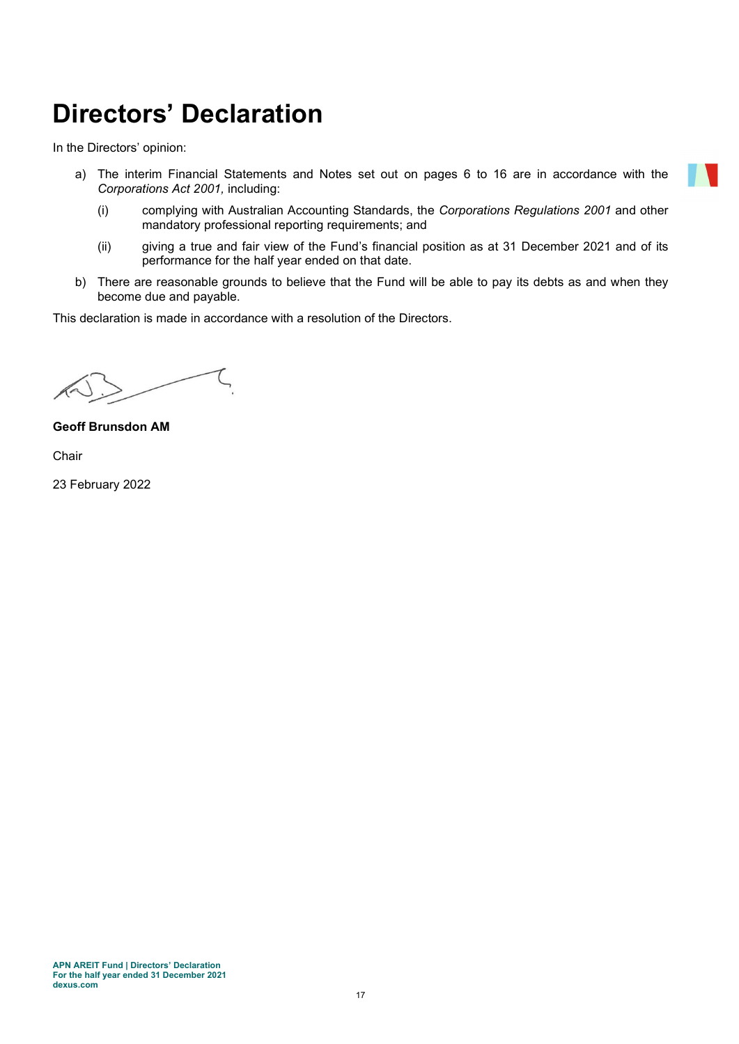# Directors' Declaration

In the Directors' opinion:

a) The interim Financial Statements and Notes set out on pages 6 to 16 are in accordance with the *Corporations Act 2001,* including:

   (i) complying with Australian Accounting Standards, the *Corporations Regulations 2001* and other mandatory professional reporting requirements; and

   (ii) giving a true and fair view of the Fund's financial position as at 31 December 2021 and of its performance for the half year ended on that date.

b) There are reasonable grounds to believe that the Fund will be able to pay its debts as and when they become due and payable.

This declaration is made in accordance with a resolution of the Directors.

**Geoff Brunsdon AM**

Chair

23 February 2022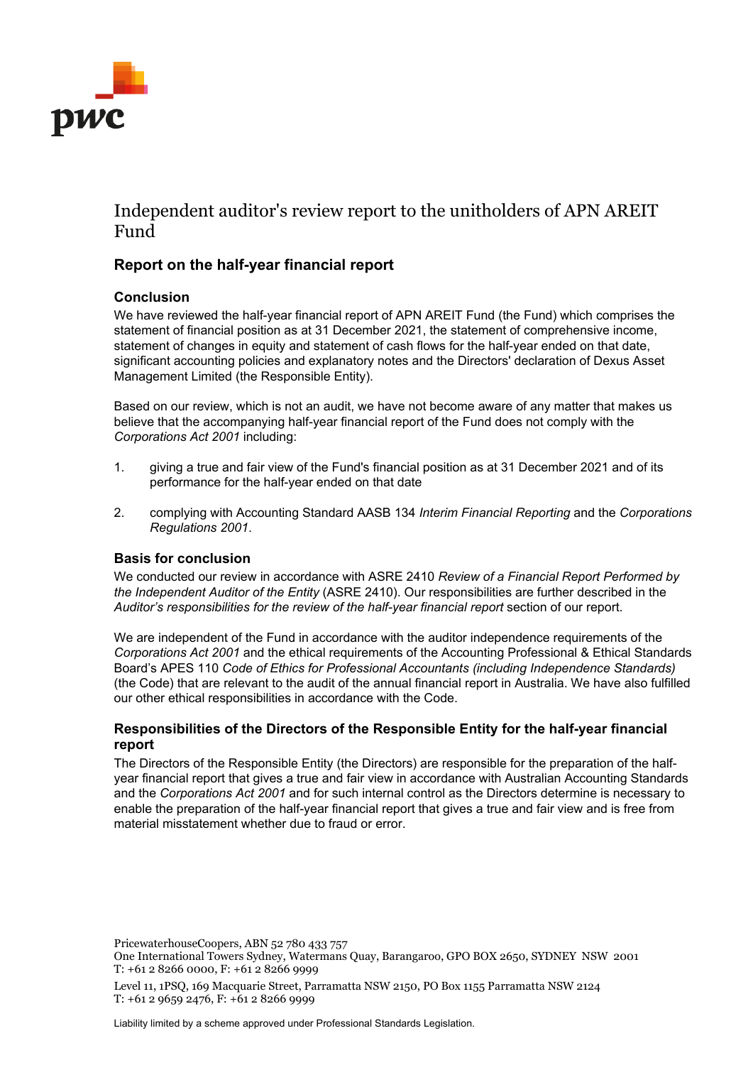# Independent auditor's review report to the unitholders of APN AREIT Fund

## Report on the half-year financial report

### Conclusion

We have reviewed the half-year financial report of APN AREIT Fund (the Fund) which comprises the statement of financial position as at 31 December 2021, the statement of comprehensive income, statement of changes in equity and statement of cash flows for the half-year ended on that date, significant accounting policies and explanatory notes and the Directors' declaration of Dexus Asset Management Limited (the Responsible Entity).

Based on our review, which is not an audit, we have not become aware of any matter that makes us believe that the accompanying half-year financial report of the Fund does not comply with the *Corporations Act 2001* including:

1. giving a true and fair view of the Fund's financial position as at 31 December 2021 and of its performance for the half-year ended on that date
2. complying with Accounting Standard AASB 134 *Interim Financial Reporting* and the *Corporations Regulations 2001*.

### Basis for conclusion

We conducted our review in accordance with ASRE 2410 *Review of a Financial Report Performed by the Independent Auditor of the Entity* (ASRE 2410). Our responsibilities are further described in the *Auditor's responsibilities for the review of the half-year financial report* section of our report.

We are independent of the Fund in accordance with the auditor independence requirements of the *Corporations Act 2001* and the ethical requirements of the Accounting Professional & Ethical Standards Board's APES 110 *Code of Ethics for Professional Accountants (including Independence Standards)* (the Code) that are relevant to the audit of the annual financial report in Australia. We have also fulfilled our other ethical responsibilities in accordance with the Code.

### Responsibilities of the Directors of the Responsible Entity for the half-year financial report

The Directors of the Responsible Entity (the Directors) are responsible for the preparation of the half-year financial report that gives a true and fair view in accordance with Australian Accounting Standards and the *Corporations Act 2001* and for such internal control as the Directors determine is necessary to enable the preparation of the half-year financial report that gives a true and fair view and is free from material misstatement whether due to fraud or error.

PricewaterhouseCoopers, ABN 52 780 433 757
One International Towers Sydney, Watermans Quay, Barangaroo, GPO BOX 2650, SYDNEY NSW 2001
T: +61 2 8266 0000, F: +61 2 8266 9999

Level 11, 1PSQ, 169 Macquarie Street, Parramatta NSW 2150, PO Box 1155 Parramatta NSW 2124
T: +61 2 9659 2476, F: +61 2 8266 9999

Liability limited by a scheme approved under Professional Standards Legislation.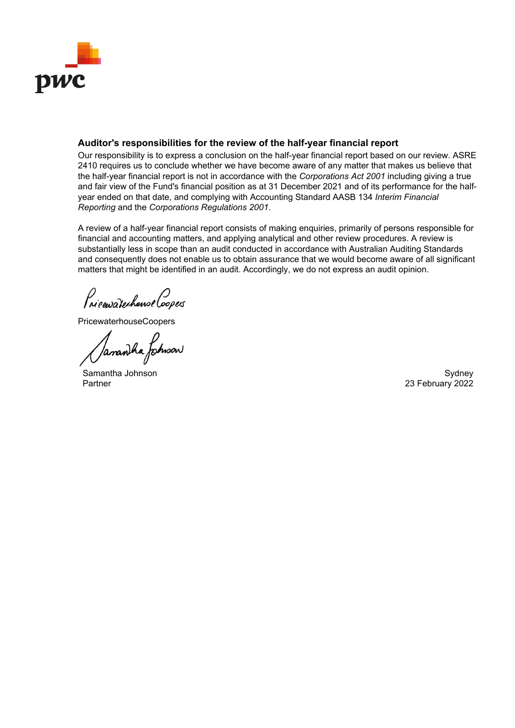### Auditor's responsibilities for the review of the half-year financial report

Our responsibility is to express a conclusion on the half-year financial report based on our review. ASRE 2410 requires us to conclude whether we have become aware of any matter that makes us believe that the half-year financial report is not in accordance with the *Corporations Act 2001* including giving a true and fair view of the Fund's financial position as at 31 December 2021 and of its performance for the half-year ended on that date, and complying with Accounting Standard AASB 134 *Interim Financial Reporting* and the *Corporations Regulations 2001*.

A review of a half-year financial report consists of making enquiries, primarily of persons responsible for financial and accounting matters, and applying analytical and other review procedures. A review is substantially less in scope than an audit conducted in accordance with Australian Auditing Standards and consequently does not enable us to obtain assurance that we would become aware of all significant matters that might be identified in an audit. Accordingly, we do not express an audit opinion.

PricewaterhouseCoopers

Samantha Johnson
Partner

Sydney
23 February 2022